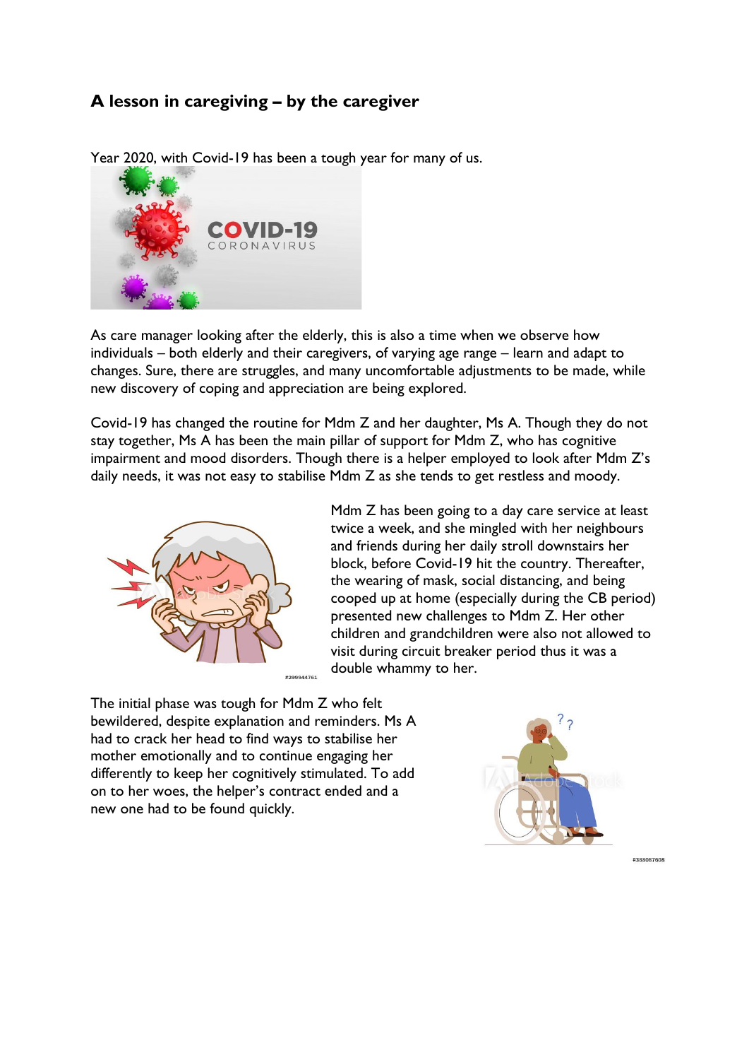## A lesson in caregiving – by the caregiver

Year 2020, with Covid-19 has been a tough year for many of us.

As care manager looking after the elderly, this is also a time when we observe how individuals – both elderly and their caregivers, of varying age range – learn and adapt to changes. Sure, there are struggles, and many uncomfortable adjustments to be made, while new discovery of coping and appreciation are being explored.

Covid-19 has changed the routine for Mdm Z and her daughter, Ms A. Though they do not stay together, Ms A has been the main pillar of support for Mdm Z, who has cognitive impairment and mood disorders. Though there is a helper employed to look after Mdm Z's daily needs, it was not easy to stabilise Mdm Z as she tends to get restless and moody.

Mdm Z has been going to a day care service at least twice a week, and she mingled with her neighbours and friends during her daily stroll downstairs her block, before Covid-19 hit the country. Thereafter, the wearing of mask, social distancing, and being cooped up at home (especially during the CB period) presented new challenges to Mdm Z. Her other children and grandchildren were also not allowed to visit during circuit breaker period thus it was a double whammy to her.

The initial phase was tough for Mdm Z who felt bewildered, despite explanation and reminders. Ms A had to crack her head to find ways to stabilise her mother emotionally and to continue engaging her differently to keep her cognitively stimulated. To add on to her woes, the helper's contract ended and a new one had to be found quickly.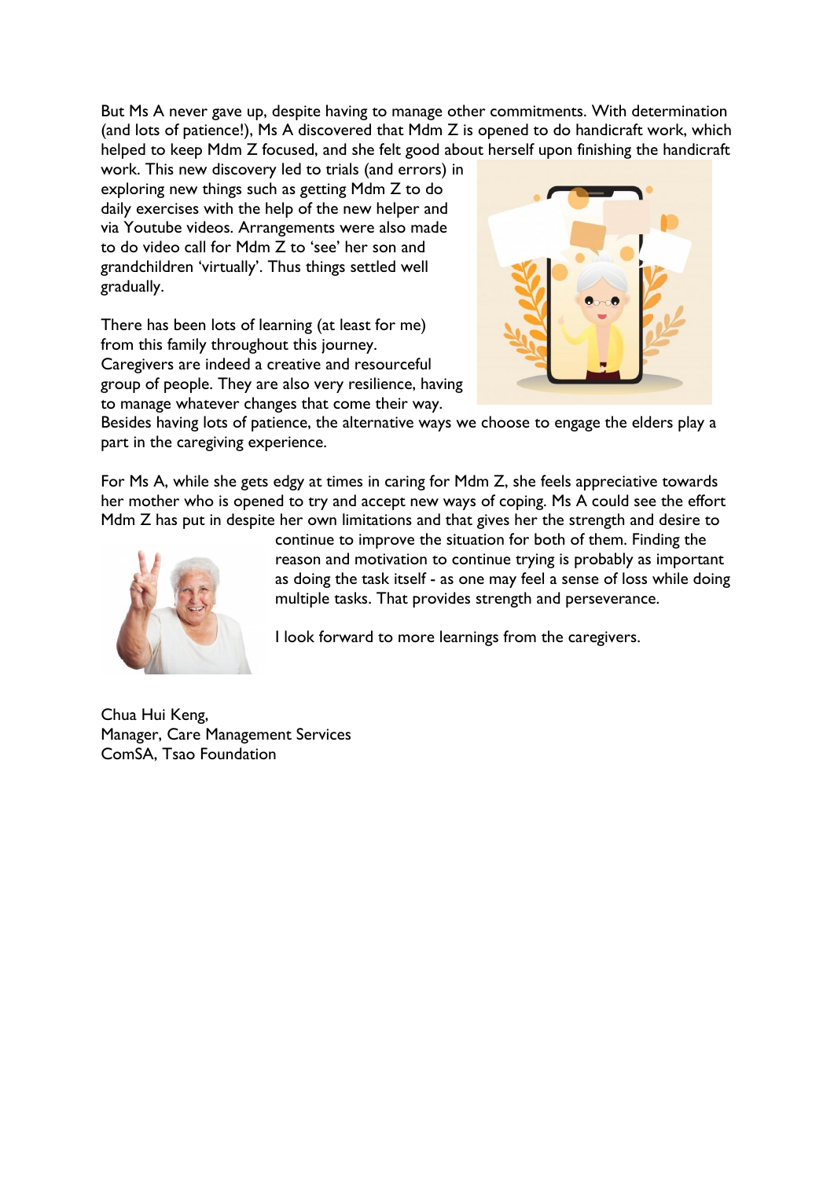But Ms A never gave up, despite having to manage other commitments. With determination (and lots of patience!), Ms A discovered that Mdm Z is opened to do handicraft work, which helped to keep Mdm Z focused, and she felt good about herself upon finishing the handicraft work. This new discovery led to trials (and errors) in exploring new things such as getting Mdm Z to do daily exercises with the help of the new helper and via Youtube videos. Arrangements were also made to do video call for Mdm Z to 'see' her son and grandchildren 'virtually'. Thus things settled well gradually.

There has been lots of learning (at least for me) from this family throughout this journey. Caregivers are indeed a creative and resourceful group of people. They are also very resilience, having to manage whatever changes that come their way. Besides having lots of patience, the alternative ways we choose to engage the elders play a part in the caregiving experience.

For Ms A, while she gets edgy at times in caring for Mdm Z, she feels appreciative towards her mother who is opened to try and accept new ways of coping. Ms A could see the effort Mdm Z has put in despite her own limitations and that gives her the strength and desire to continue to improve the situation for both of them. Finding the reason and motivation to continue trying is probably as important as doing the task itself - as one may feel a sense of loss while doing multiple tasks. That provides strength and perseverance.

I look forward to more learnings from the caregivers.

Chua Hui Keng,
Manager, Care Management Services
ComSA, Tsao Foundation